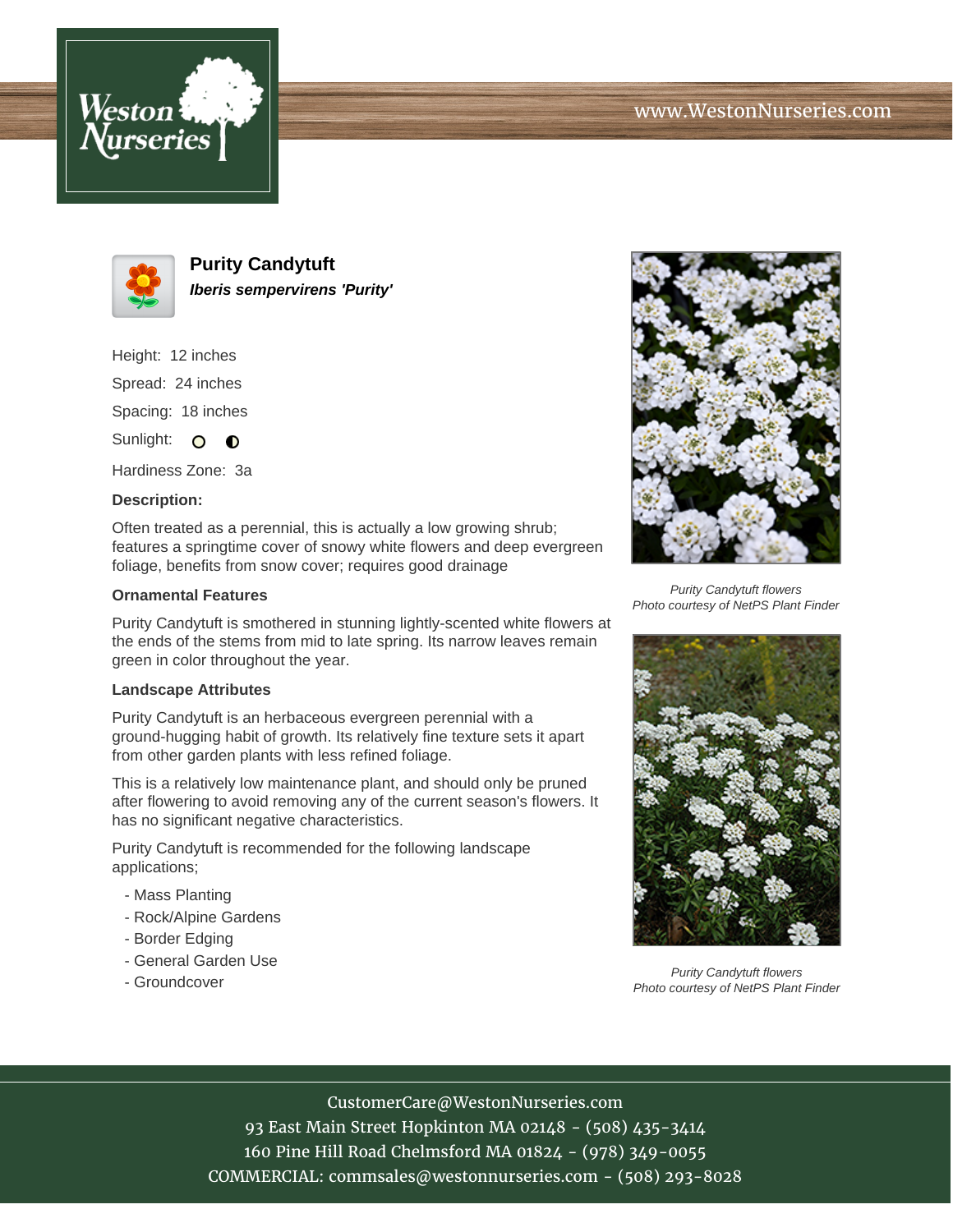# Purity Candytuft

***Iberis sempervirens 'Purity'***

Height: 12 inches

Spread: 24 inches

Spacing: 18 inches

Sunlight:

Hardiness Zone: 3a

**Description:**

Often treated as a perennial, this is actually a low growing shrub; features a springtime cover of snowy white flowers and deep evergreen foliage, benefits from snow cover; requires good drainage

**Ornamental Features**

Purity Candytuft is smothered in stunning lightly-scented white flowers at the ends of the stems from mid to late spring. Its narrow leaves remain green in color throughout the year.

**Landscape Attributes**

Purity Candytuft is an herbaceous evergreen perennial with a ground-hugging habit of growth. Its relatively fine texture sets it apart from other garden plants with less refined foliage.

This is a relatively low maintenance plant, and should only be pruned after flowering to avoid removing any of the current season's flowers. It has no significant negative characteristics.

Purity Candytuft is recommended for the following landscape applications;

- Mass Planting
- Rock/Alpine Gardens
- Border Edging
- General Garden Use
- Groundcover

*Purity Candytuft flowers*
*Photo courtesy of NetPS Plant Finder*

*Purity Candytuft flowers*
*Photo courtesy of NetPS Plant Finder*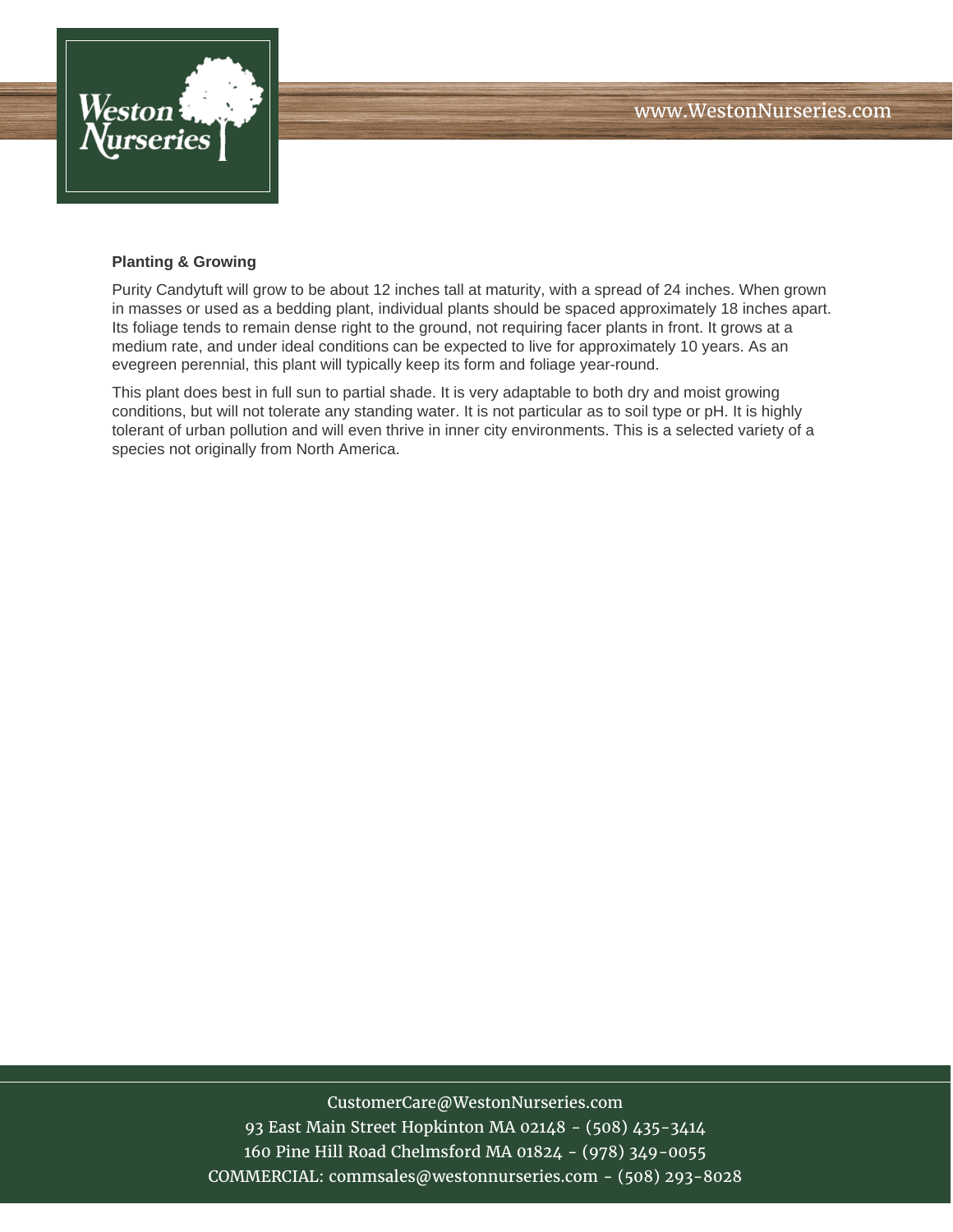### Planting & Growing

Purity Candytuft will grow to be about 12 inches tall at maturity, with a spread of 24 inches. When grown in masses or used as a bedding plant, individual plants should be spaced approximately 18 inches apart. Its foliage tends to remain dense right to the ground, not requiring facer plants in front. It grows at a medium rate, and under ideal conditions can be expected to live for approximately 10 years. As an evegreen perennial, this plant will typically keep its form and foliage year-round.

This plant does best in full sun to partial shade. It is very adaptable to both dry and moist growing conditions, but will not tolerate any standing water. It is not particular as to soil type or pH. It is highly tolerant of urban pollution and will even thrive in inner city environments. This is a selected variety of a species not originally from North America.